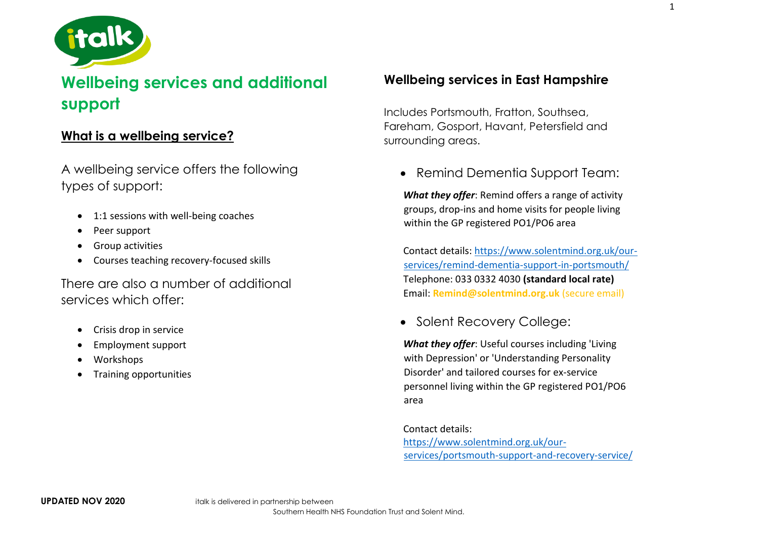# Wellbeing services and additional support

## What is a wellbeing service?

A wellbeing service offers the following types of support:

- 1:1 sessions with well-being coaches
- Peer support
- Group activities
- Courses teaching recovery-focused skills

There are also a number of additional services which offer:

- Crisis drop in service
- Employment support
- Workshops
- Training opportunities

## Wellbeing services in East Hampshire

Includes Portsmouth, Fratton, Southsea, Fareham, Gosport, Havant, Petersfield and surrounding areas.

- Remind Dementia Support Team:

***What they offer***: Remind offers a range of activity groups, drop-ins and home visits for people living within the GP registered PO1/PO6 area

Contact details: https://www.solentmind.org.uk/our-services/remind-dementia-support-in-portsmouth/
Telephone: 033 0332 4030 **(standard local rate)**
Email: **Remind@solentmind.org.uk** (secure email)

- Solent Recovery College:

***What they offer***: Useful courses including 'Living with Depression' or 'Understanding Personality Disorder' and tailored courses for ex-service personnel living within the GP registered PO1/PO6 area

Contact details: https://www.solentmind.org.uk/our-services/portsmouth-support-and-recovery-service/

**UPDATED NOV 2020**

italk is delivered in partnership between Southern Health NHS Foundation Trust and Solent Mind.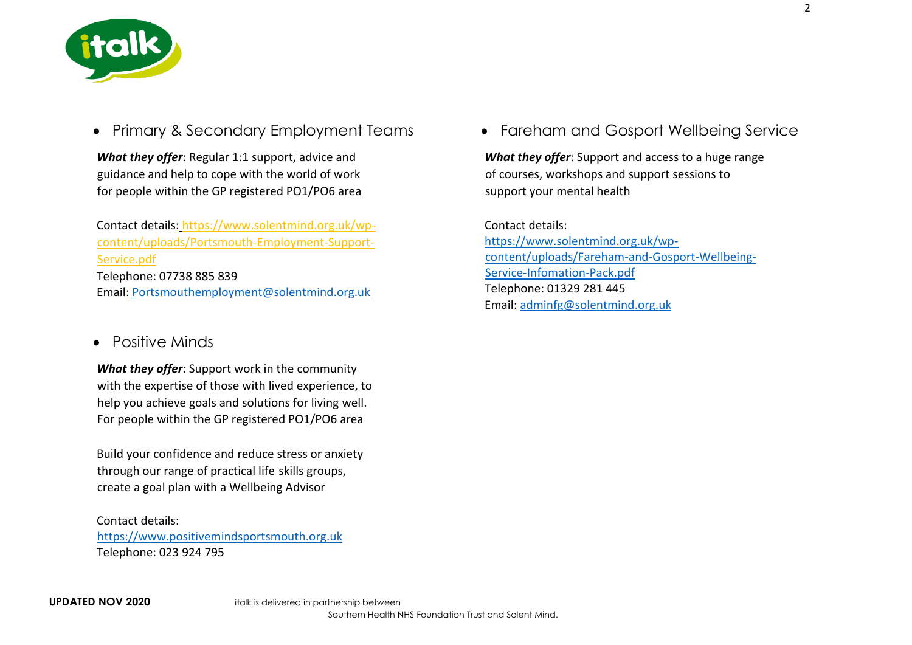- Primary & Secondary Employment Teams

***What they offer***: Regular 1:1 support, advice and guidance and help to cope with the world of work for people within the GP registered PO1/PO6 area

Contact details: https://www.solentmind.org.uk/wp-content/uploads/Portsmouth-Employment-Support-Service.pdf
Telephone: 07738 885 839
Email: Portsmouthemployment@solentmind.org.uk

- Positive Minds

***What they offer***: Support work in the community with the expertise of those with lived experience, to help you achieve goals and solutions for living well. For people within the GP registered PO1/PO6 area

Build your confidence and reduce stress or anxiety through our range of practical life skills groups, create a goal plan with a Wellbeing Advisor

Contact details:
https://www.positivemindsportsmouth.org.uk
Telephone: 023 924 795

- Fareham and Gosport Wellbeing Service

***What they offer***: Support and access to a huge range of courses, workshops and support sessions to support your mental health

Contact details:
https://www.solentmind.org.uk/wp-content/uploads/Fareham-and-Gosport-Wellbeing-Service-Infomation-Pack.pdf
Telephone: 01329 281 445
Email: adminfg@solentmind.org.uk

**UPDATED NOV 2020**

italk is delivered in partnership between Southern Health NHS Foundation Trust and Solent Mind.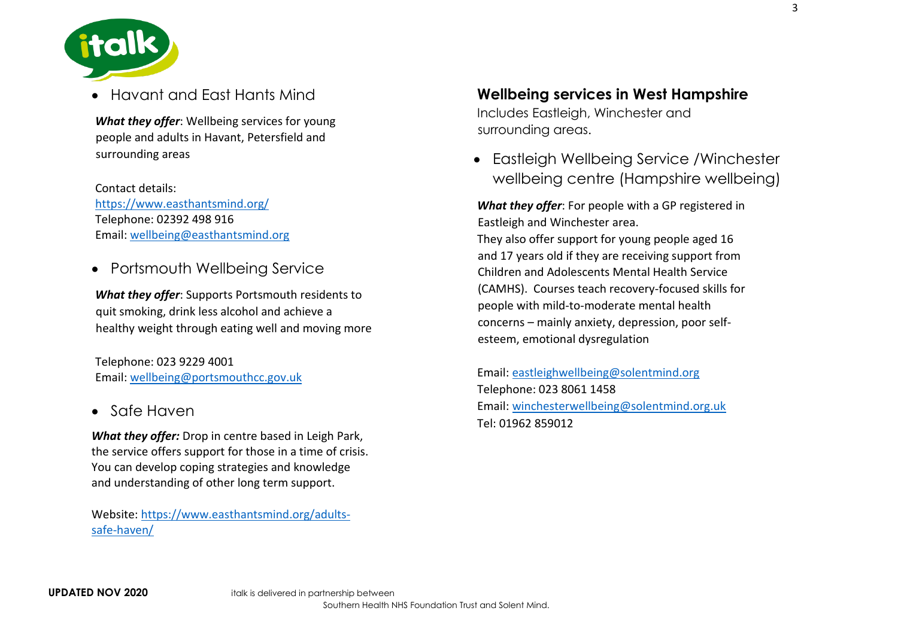- Havant and East Hants Mind

***What they offer***: Wellbeing services for young people and adults in Havant, Petersfield and surrounding areas

Contact details:
https://www.easthantsmind.org/
Telephone: 02392 498 916
Email: wellbeing@easthantsmind.org

- Portsmouth Wellbeing Service

***What they offer***: Supports Portsmouth residents to quit smoking, drink less alcohol and achieve a healthy weight through eating well and moving more

Telephone: 023 9229 4001
Email: wellbeing@portsmouthcc.gov.uk

- Safe Haven

***What they offer:*** Drop in centre based in Leigh Park, the service offers support for those in a time of crisis. You can develop coping strategies and knowledge and understanding of other long term support.

Website: https://www.easthantsmind.org/adults-safe-haven/

## Wellbeing services in West Hampshire

Includes Eastleigh, Winchester and surrounding areas.

- Eastleigh Wellbeing Service /Winchester wellbeing centre (Hampshire wellbeing)

***What they offer***: For people with a GP registered in Eastleigh and Winchester area.
They also offer support for young people aged 16 and 17 years old if they are receiving support from Children and Adolescents Mental Health Service (CAMHS). Courses teach recovery-focused skills for people with mild-to-moderate mental health concerns – mainly anxiety, depression, poor self-esteem, emotional dysregulation

Email: eastleighwellbeing@solentmind.org
Telephone: 023 8061 1458
Email: winchesterwellbeing@solentmind.org.uk
Tel: 01962 859012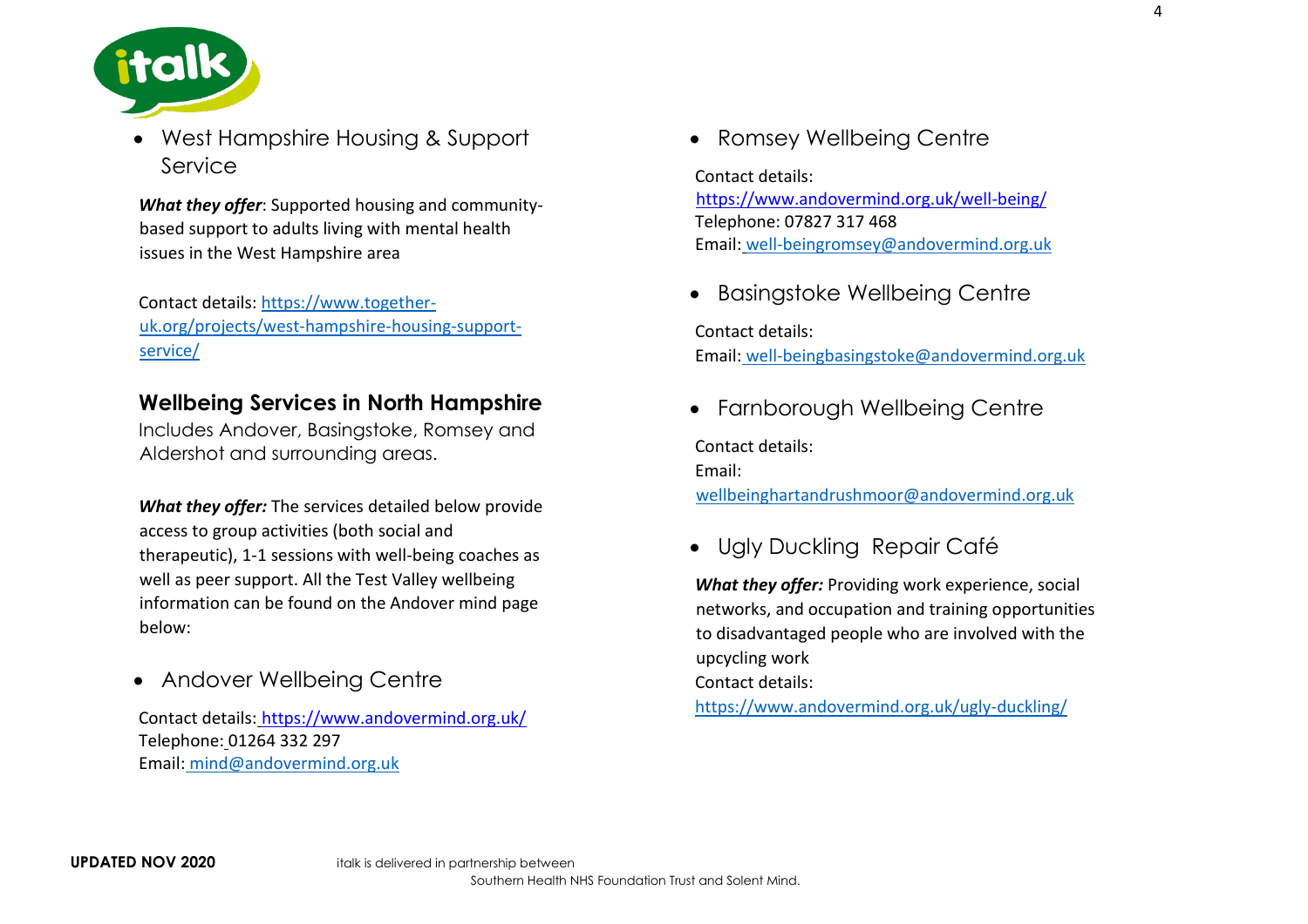- West Hampshire Housing & Support Service

***What they offer***: Supported housing and community-based support to adults living with mental health issues in the West Hampshire area

Contact details: https://www.together-uk.org/projects/west-hampshire-housing-support-service/

## Wellbeing Services in North Hampshire

Includes Andover, Basingstoke, Romsey and Aldershot and surrounding areas.

***What they offer:*** The services detailed below provide access to group activities (both social and therapeutic), 1-1 sessions with well-being coaches as well as peer support. All the Test Valley wellbeing information can be found on the Andover mind page below:

- Andover Wellbeing Centre

Contact details: https://www.andovermind.org.uk/
Telephone: 01264 332 297
Email: mind@andovermind.org.uk

- Romsey Wellbeing Centre

Contact details:
https://www.andovermind.org.uk/well-being/
Telephone: 07827 317 468
Email: well-beingromsey@andovermind.org.uk

- Basingstoke Wellbeing Centre

Contact details:
Email: well-beingbasingstoke@andovermind.org.uk

- Farnborough Wellbeing Centre

Contact details:
Email:
wellbeinghartandrushmoor@andovermind.org.uk

- Ugly Duckling Repair Café

***What they offer:*** Providing work experience, social networks, and occupation and training opportunities to disadvantaged people who are involved with the upcycling work
Contact details:
https://www.andovermind.org.uk/ugly-duckling/

**UPDATED NOV 2020**

italk is delivered in partnership between Southern Health NHS Foundation Trust and Solent Mind.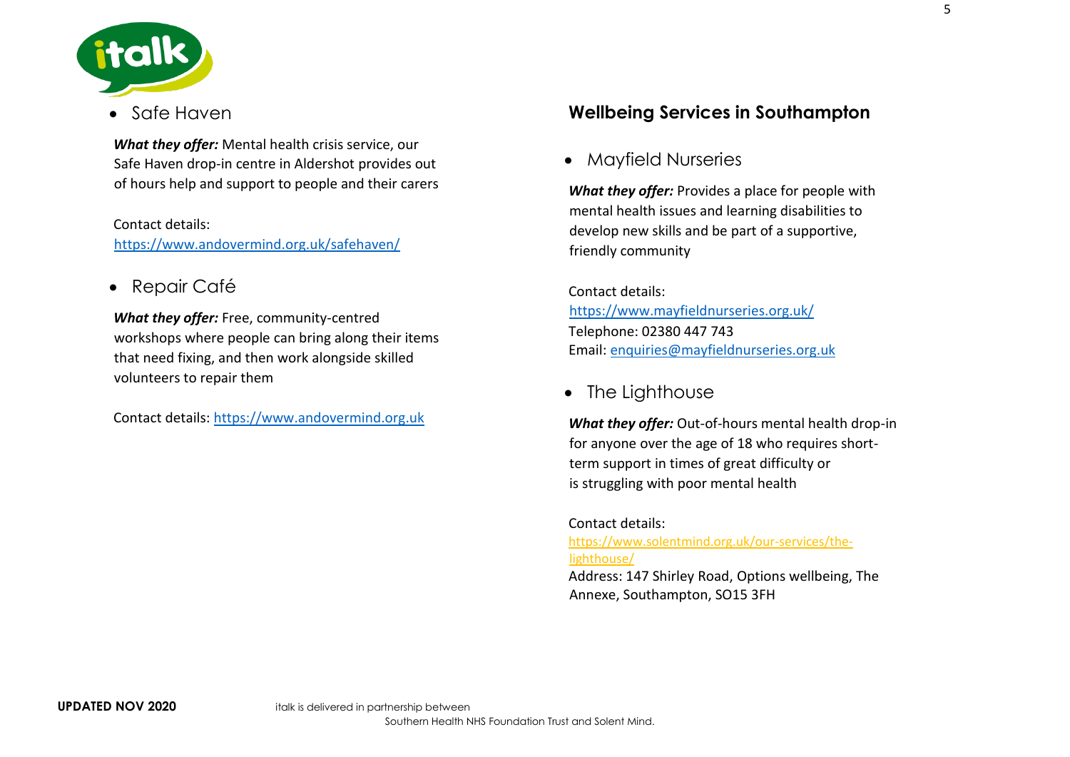- Safe Haven

***What they offer:*** Mental health crisis service, our Safe Haven drop-in centre in Aldershot provides out of hours help and support to people and their carers

Contact details: https://www.andovermind.org.uk/safehaven/

- Repair Café

***What they offer:*** Free, community-centred workshops where people can bring along their items that need fixing, and then work alongside skilled volunteers to repair them

Contact details: https://www.andovermind.org.uk

## Wellbeing Services in Southampton

- Mayfield Nurseries

***What they offer:*** Provides a place for people with mental health issues and learning disabilities to develop new skills and be part of a supportive, friendly community

Contact details:
https://www.mayfieldnurseries.org.uk/
Telephone: 02380 447 743
Email: enquiries@mayfieldnurseries.org.uk

- The Lighthouse

***What they offer:*** Out-of-hours mental health drop-in for anyone over the age of 18 who requires short-term support in times of great difficulty or is struggling with poor mental health

Contact details:
https://www.solentmind.org.uk/our-services/the-lighthouse/
Address: 147 Shirley Road, Options wellbeing, The Annexe, Southampton, SO15 3FH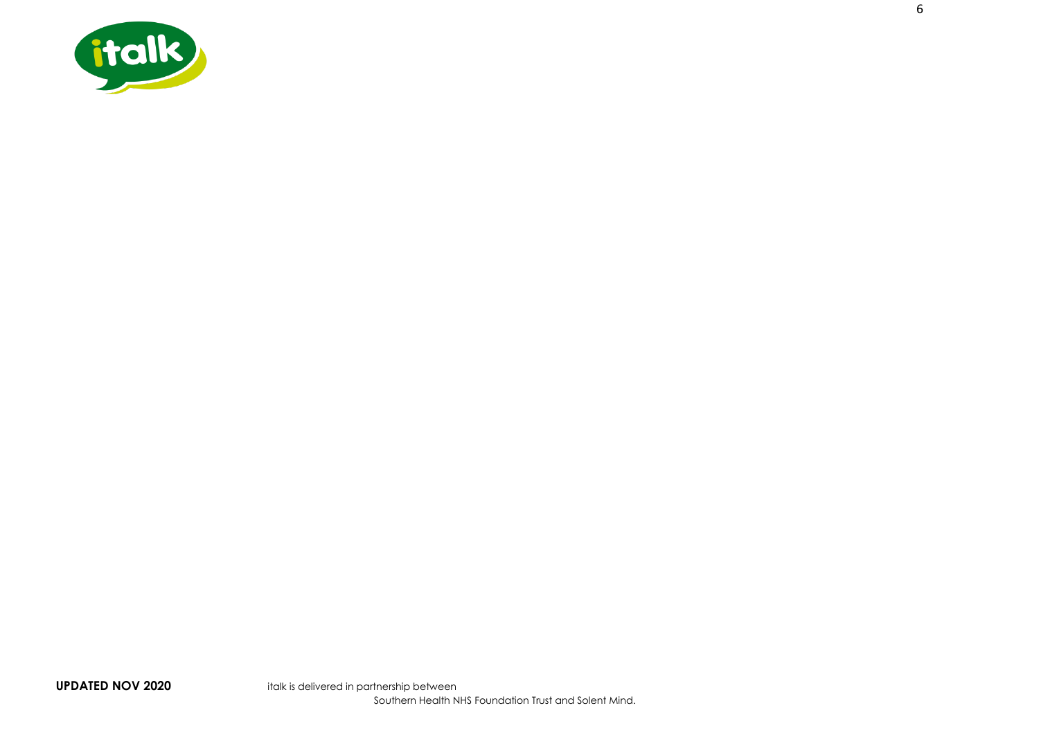**UPDATED NOV 2020**

italk is delivered in partnership between Southern Health NHS Foundation Trust and Solent Mind.